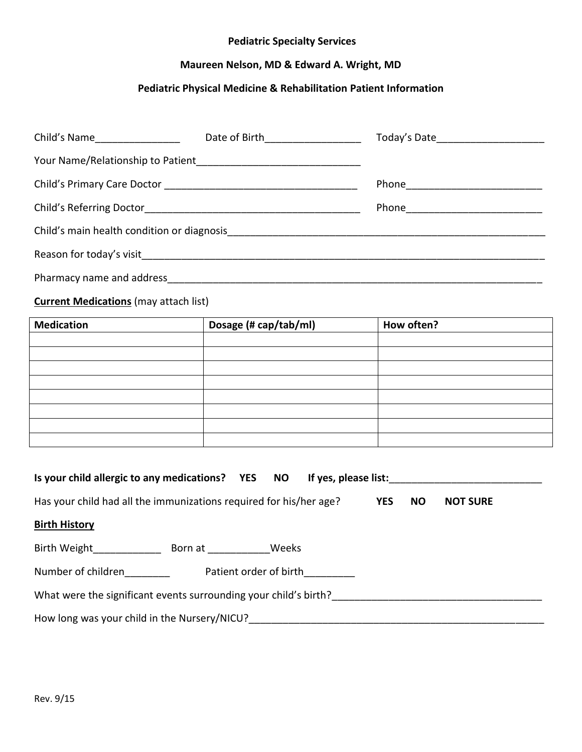**Pediatric Specialty Services**

**Maureen Nelson, MD & Edward A. Wright, MD**

**Pediatric Physical Medicine & Rehabilitation Patient Information**

Child's Name_______________ Date of Birth_________________ Today's Date___________________

Your Name/Relationship to Patient_____________________________

Child's Primary Care Doctor __________________________________ Phone________________________

Child's Referring Doctor_______________________________________ Phone________________________

Child's main health condition or diagnosis___________________________________________________________

Reason for today's visit___________________________________________________________________________

Pharmacy name and address_______________________________________________________________________

**Current Medications** (may attach list)

| **Medication** | **Dosage (# cap/tab/ml)** | **How often?** |
|---|---|---|
| | | |
| | | |
| | | |
| | | |
| | | |
| | | |
| | | |
| | | |

**Is your child allergic to any medications? YES NO If yes, please list:___________________________**

Has your child had all the immunizations required for his/her age? **YES NO NOT SURE**

**Birth History**

Birth Weight____________ Born at ___________Weeks

Number of children________ Patient order of birth_________

What were the significant events surrounding your child's birth?_____________________________________

How long was your child in the Nursery/NICU?_______________________________________________________

Rev. 9/15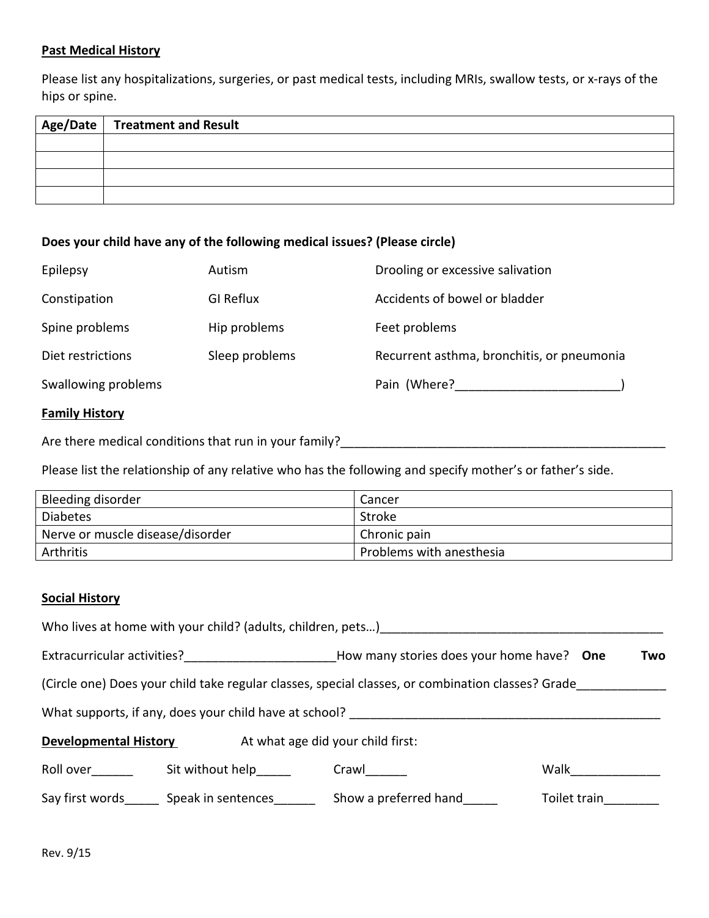**Past Medical History**

Please list any hospitalizations, surgeries, or past medical tests, including MRIs, swallow tests, or x-rays of the hips or spine.

| Age/Date | Treatment and Result |
|---|---|
| | |
| | |
| | |
| | |

**Does your child have any of the following medical issues? (Please circle)**

| | | |
|---|---|---|
| Epilepsy | Autism | Drooling or excessive salivation |
| Constipation | GI Reflux | Accidents of bowel or bladder |
| Spine problems | Hip problems | Feet problems |
| Diet restrictions | Sleep problems | Recurrent asthma, bronchitis, or pneumonia |
| Swallowing problems | | Pain (Where?________________________) |

**Family History**

Are there medical conditions that run in your family?_________________________________________________

Please list the relationship of any relative who has the following and specify mother's or father's side.

| | |
|---|---|
| Bleeding disorder | Cancer |
| Diabetes | Stroke |
| Nerve or muscle disease/disorder | Chronic pain |
| Arthritis | Problems with anesthesia |

**Social History**

Who lives at home with your child? (adults, children, pets…)_________________________________________

Extracurricular activities?______________________How many stories does your home have? **One** **Two**

(Circle one) Does your child take regular classes, special classes, or combination classes? Grade_____________

What supports, if any, does your child have at school? ______________________________________________

**Developmental History** At what age did your child first:

Roll over______ Sit without help_____ Crawl______ Walk_____________

Say first words_____ Speak in sentences______ Show a preferred hand_____ Toilet train________

Rev. 9/15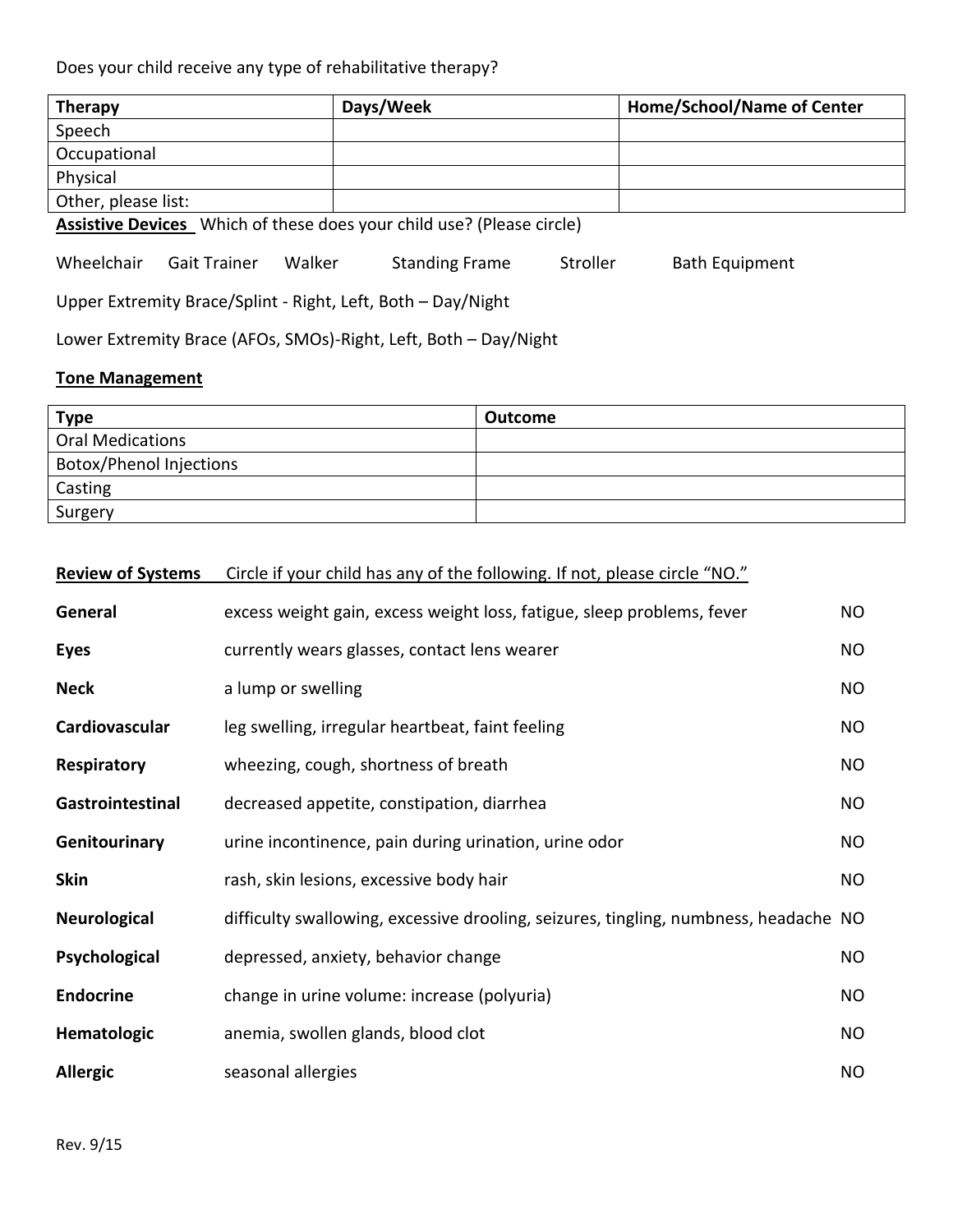Does your child receive any type of rehabilitative therapy?

| Therapy | Days/Week | Home/School/Name of Center |
| --- | --- | --- |
| Speech | | |
| Occupational | | |
| Physical | | |
| Other, please list: | | |

**Assistive Devices** Which of these does your child use? (Please circle)

Wheelchair    Gait Trainer    Walker    Standing Frame    Stroller    Bath Equipment

Upper Extremity Brace/Splint - Right, Left, Both – Day/Night

Lower Extremity Brace (AFOs, SMOs)-Right, Left, Both – Day/Night

**Tone Management**

| Type | Outcome |
| --- | --- |
| Oral Medications | |
| Botox/Phenol Injections | |
| Casting | |
| Surgery | |

**Review of Systems** Circle if your child has any of the following. If not, please circle "NO."

| | | |
| --- | --- | --- |
| **General** | excess weight gain, excess weight loss, fatigue, sleep problems, fever | NO |
| **Eyes** | currently wears glasses, contact lens wearer | NO |
| **Neck** | a lump or swelling | NO |
| **Cardiovascular** | leg swelling, irregular heartbeat, faint feeling | NO |
| **Respiratory** | wheezing, cough, shortness of breath | NO |
| **Gastrointestinal** | decreased appetite, constipation, diarrhea | NO |
| **Genitourinary** | urine incontinence, pain during urination, urine odor | NO |
| **Skin** | rash, skin lesions, excessive body hair | NO |
| **Neurological** | difficulty swallowing, excessive drooling, seizures, tingling, numbness, headache | NO |
| **Psychological** | depressed, anxiety, behavior change | NO |
| **Endocrine** | change in urine volume: increase (polyuria) | NO |
| **Hematologic** | anemia, swollen glands, blood clot | NO |
| **Allergic** | seasonal allergies | NO |

Rev. 9/15